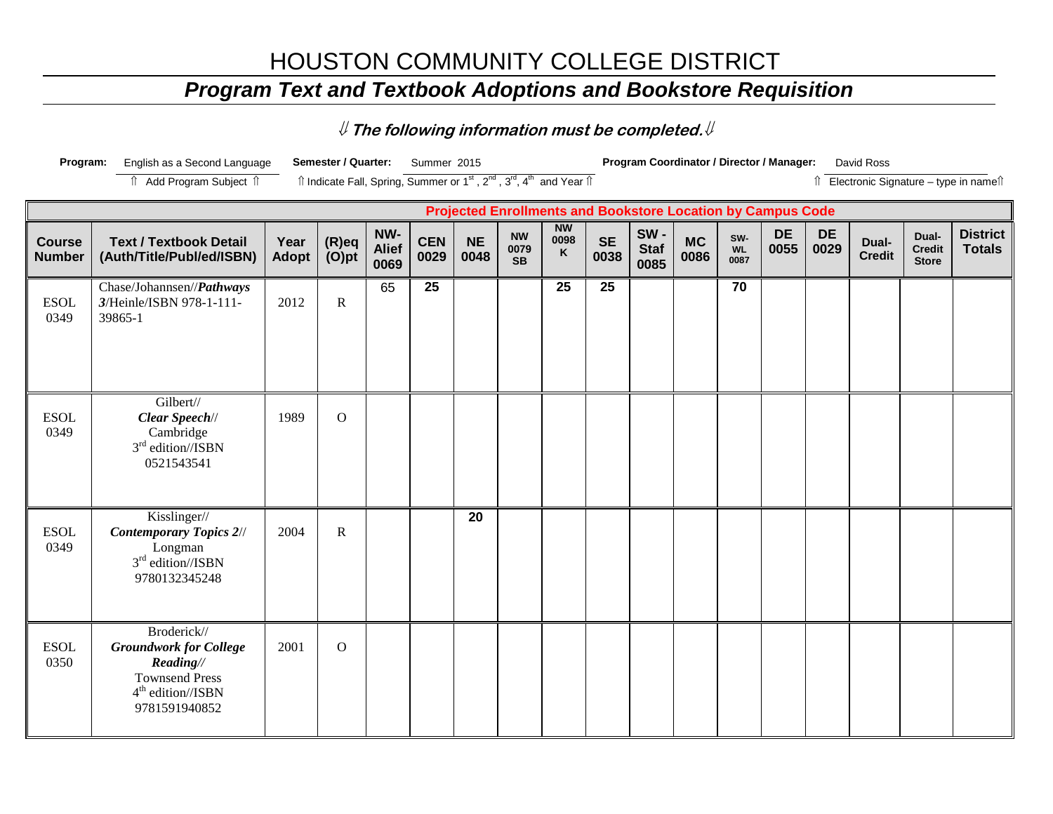# HOUSTON COMMUNITY COLLEGE DISTRICT

## *Program Text and Textbook Adoptions and Bookstore Requisition*

⇓ ***The following information must be completed.*** ⇓

**Program:** English as a Second Language
⇑ Add Program Subject ⇑

**Semester / Quarter:** Summer 2015
⇑ Indicate Fall, Spring, Summer or 1st, 2nd, 3rd, 4th and Year ⇑

**Program Coordinator / Director / Manager:** David Ross
⇑ Electronic Signature – type in name⇑

| | | | | Projected Enrollments and Bookstore Location by Campus Code | | | | | | | | | | | | | |
|---|---|---|---|---|---|---|---|---|---|---|---|---|---|---|---|---|---|
| **Course Number** | **Text / Textbook Detail (Auth/Title/Publ/ed/ISBN)** | **Year Adopt** | **(R)eq (O)pt** | **NW-Alief 0069** | **CEN 0029** | **NE 0048** | **NW 0079 SB** | **NW 0098 K** | **SE 0038** | **SW - Staf 0085** | **MC 0086** | **SW-WL 0087** | **DE 0055** | **DE 0029** | **Dual-Credit** | **Dual-Credit Store** | **District Totals** |
| ESOL 0349 | Chase/Johannsen//***Pathways 3***/Heinle/ISBN 978-1-111-39865-1 | 2012 | R | 65 | **25** | | | **25** | **25** | | | **70** | | | | | |
| ESOL 0349 | Gilbert// ***Clear Speech***// Cambridge 3rd edition//ISBN 0521543541 | 1989 | O | | | | | | | | | | | | | | |
| ESOL 0349 | Kisslinger// ***Contemporary Topics 2***// Longman 3rd edition//ISBN 9780132345248 | 2004 | R | | | **20** | | | | | | | | | | | |
| ESOL 0350 | Broderick// ***Groundwork for College Reading//*** Townsend Press 4th edition//ISBN 9781591940852 | 2001 | O | | | | | | | | | | | | | | |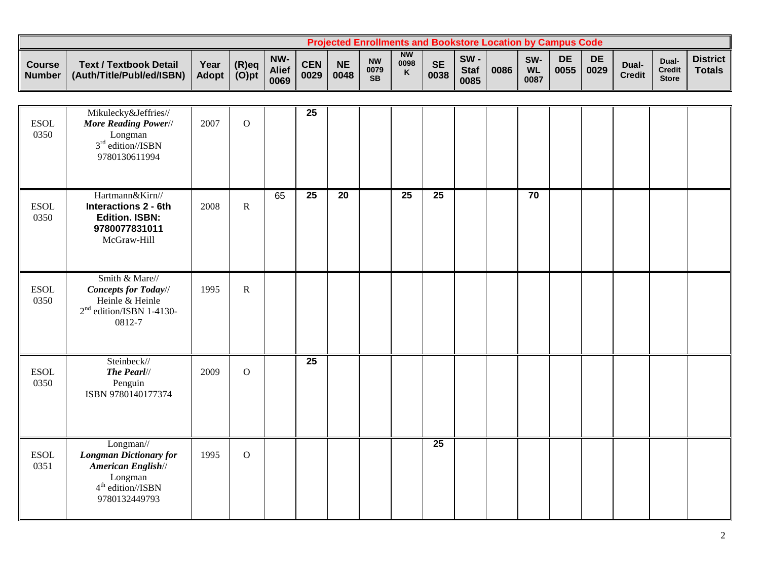| Course Number | Text / Textbook Detail (Auth/Title/Publ/ed/ISBN) | Year Adopt | (R)eq (O)pt | Projected Enrollments and Bookstore Location by Campus Code | | | | | | | | | | | | | | |
|---|---|---|---|---|---|---|---|---|---|---|---|---|---|---|---|---|---|---|
| | | | | NW-Alief 0069 | CEN 0029 | NE 0048 | NW 0079 SB | NW 0098 K | SE 0038 | SW - Staf 0085 | 0086 | SW-WL 0087 | DE 0055 | DE 0029 | Dual-Credit | Dual-Credit Store | District Totals |
| ESOL 0350 | Mikulecky&Jeffries// ***More Reading Power***// Longman 3rd edition//ISBN 9780130611994 | 2007 | O | | 25 | | | | | | | | | | | | |
| ESOL 0350 | Hartmann&Kirn// **Interactions 2 - 6th Edition. ISBN: 9780077831011** McGraw-Hill | 2008 | R | 65 | 25 | 20 | | 25 | 25 | | | 70 | | | | | |
| ESOL 0350 | Smith & Mare// ***Concepts for Today***// Heinle & Heinle 2nd edition/ISBN 1-4130-0812-7 | 1995 | R | | | | | | | | | | | | | | |
| ESOL 0350 | Steinbeck// ***The Pearl***// Penguin ISBN 9780140177374 | 2009 | O | | 25 | | | | | | | | | | | | |
| ESOL 0351 | Longman// ***Longman Dictionary for American English***// Longman 4th edition//ISBN 9780132449793 | 1995 | O | | | | | | 25 | | | | | | | | |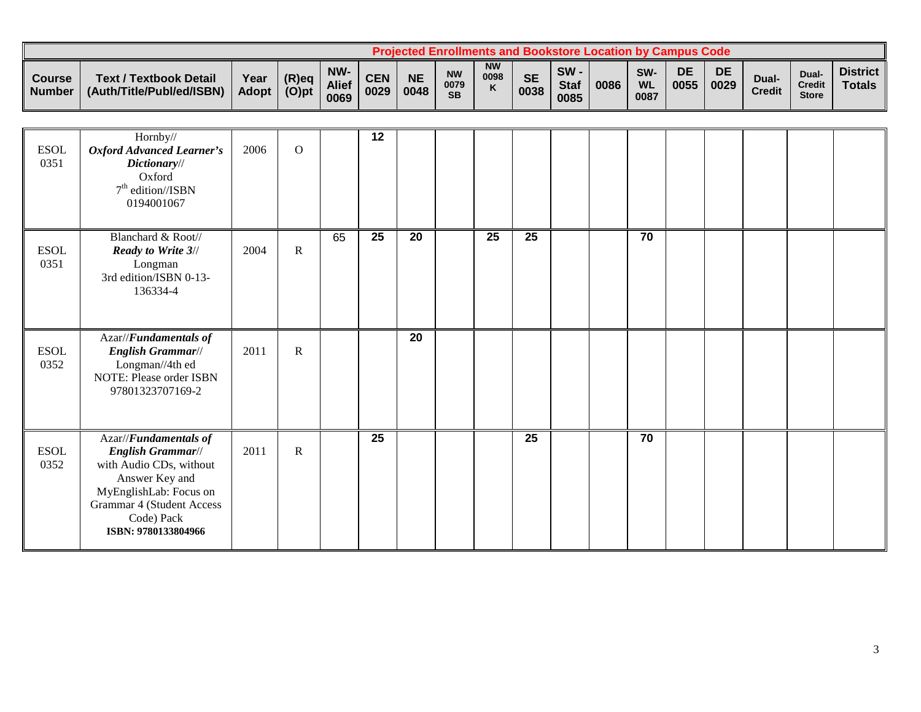| Projected Enrollments and Bookstore Location by Campus Code | | | | | | | | | | | | | | | | | |
|---|---|---|---|---|---|---|---|---|---|---|---|---|---|---|---|---|---|
| **Course Number** | **Text / Textbook Detail (Auth/Title/Publ/ed/ISBN)** | **Year Adopt** | **(R)eq (O)pt** | **NW-Alief 0069** | **CEN 0029** | **NE 0048** | **NW 0079 SB** | **NW 0098 K** | **SE 0038** | **SW - Staf 0085** | **0086** | **SW-WL 0087** | **DE 0055** | **DE 0029** | **Dual-Credit** | **Dual-Credit Store** | **District Totals** |
| ESOL 0351 | Hornby// ***Oxford Advanced Learner's Dictionary***// Oxford 7th edition//ISBN 0194001067 | 2006 | O | | 12 | | | | | | | | | | | | |
| ESOL 0351 | Blanchard & Root// ***Ready to Write 3***// Longman 3rd edition/ISBN 0-13-136334-4 | 2004 | R | 65 | 25 | 20 | | 25 | 25 | | | 70 | | | | | |
| ESOL 0352 | Azar//***Fundamentals of English Grammar***// Longman//4th ed NOTE: Please order ISBN 97801323707169-2 | 2011 | R | | | 20 | | | | | | | | | | | |
| ESOL 0352 | Azar//***Fundamentals of English Grammar***// with Audio CDs, without Answer Key and MyEnglishLab: Focus on Grammar 4 (Student Access Code) Pack **ISBN: 9780133804966** | 2011 | R | | 25 | | | | 25 | | | 70 | | | | | |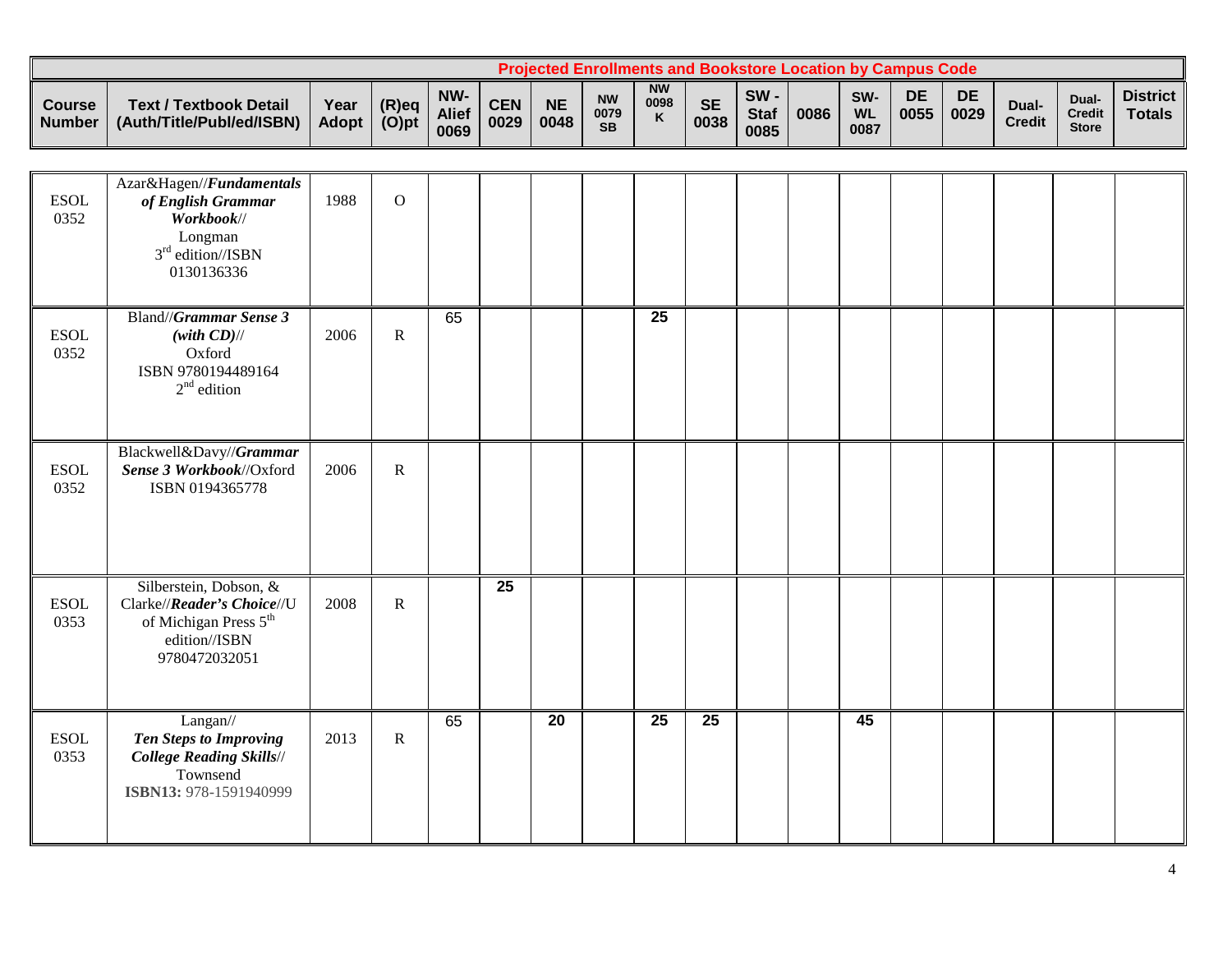| Projected Enrollments and Bookstore Location by Campus Code | | | | | | | | | | | | | | | | | |
|---|---|---|---|---|---|---|---|---|---|---|---|---|---|---|---|---|---|
| Course Number | Text / Textbook Detail (Auth/Title/Publ/ed/ISBN) | Year Adopt | (R)eq (O)pt | NW-Alief 0069 | CEN 0029 | NE 0048 | NW 0079 SB | NW 0098 K | SE 0038 | SW - Staf 0085 | 0086 | SW-WL 0087 | DE 0055 | DE 0029 | Dual-Credit | Dual-Credit Store | District Totals |
| ESOL 0352 | Azar&Hagen//***Fundamentals of English Grammar Workbook***// Longman 3rd edition//ISBN 0130136336 | 1988 | O | | | | | | | | | | | | | | |
| ESOL 0352 | Bland//***Grammar Sense 3 (with CD)***// Oxford ISBN 9780194489164 2nd edition | 2006 | R | 65 | | | | 25 | | | | | | | | | |
| ESOL 0352 | Blackwell&Davy//***Grammar Sense 3 Workbook***//Oxford ISBN 0194365778 | 2006 | R | | | | | | | | | | | | | | |
| ESOL 0353 | Silberstein, Dobson, & Clarke//***Reader's Choice***//U of Michigan Press 5th edition//ISBN 9780472032051 | 2008 | R | | 25 | | | | | | | | | | | | |
| ESOL 0353 | Langan// ***Ten Steps to Improving College Reading Skills***// Townsend **ISBN13:** 978-1591940999 | 2013 | R | 65 | | 20 | | 25 | 25 | | | 45 | | | | | |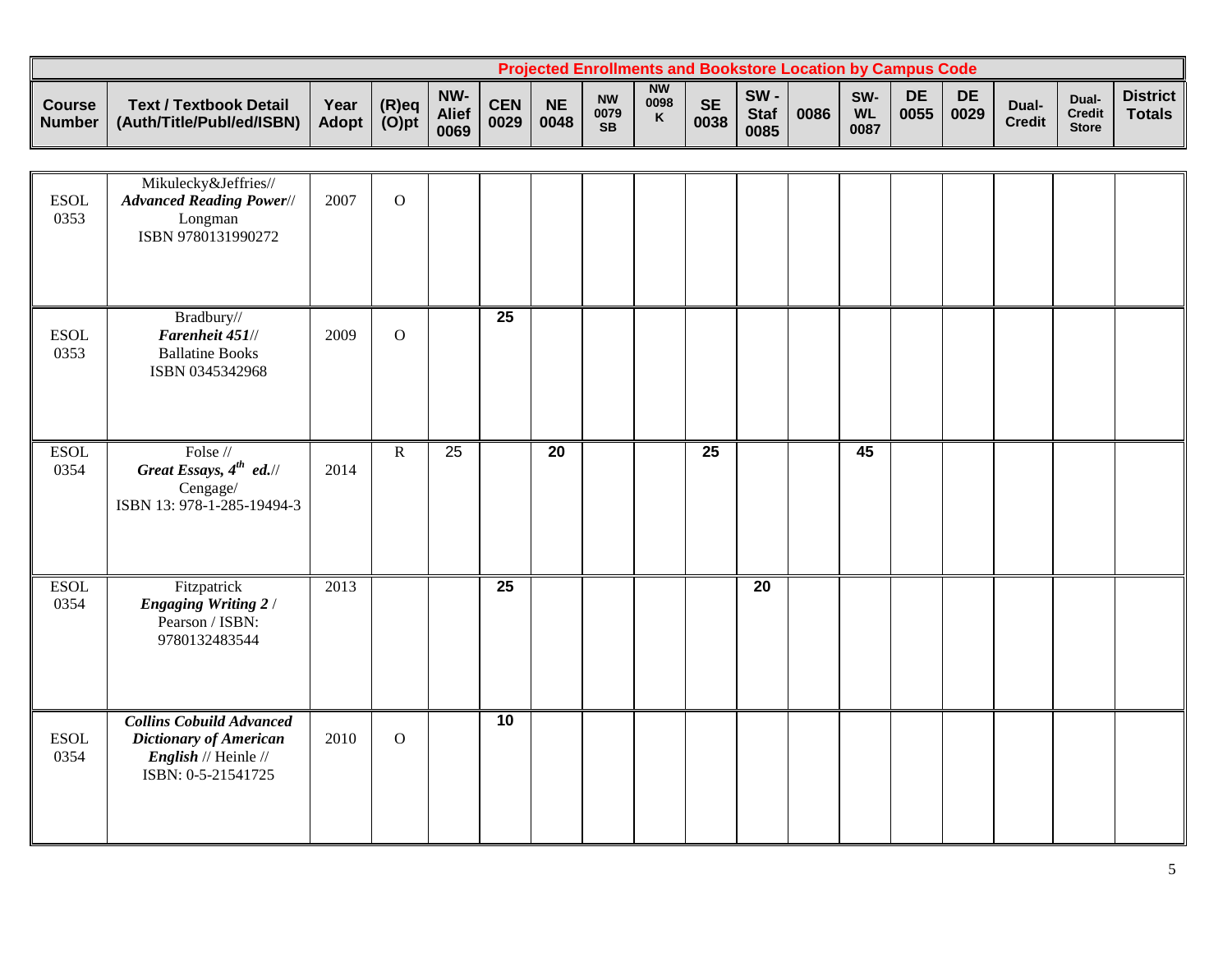| | | | | Projected Enrollments and Bookstore Location by Campus Code | | | | | | | | | | | | | |
|---|---|---|---|---|---|---|---|---|---|---|---|---|---|---|---|---|---|
| **Course Number** | **Text / Textbook Detail (Auth/Title/Publ/ed/ISBN)** | **Year Adopt** | **(R)eq (O)pt** | **NW-Alief 0069** | **CEN 0029** | **NE 0048** | **NW 0079 SB** | **NW 0098 K** | **SE 0038** | **SW - Staf 0085** | **0086** | **SW-WL 0087** | **DE 0055** | **DE 0029** | **Dual-Credit** | **Dual-Credit Store** | **District Totals** |
| ESOL 0353 | Mikulecky&Jeffries// ***Advanced Reading Power***// Longman ISBN 9780131990272 | 2007 | O | | | | | | | | | | | | | | |
| ESOL 0353 | Bradbury// ***Farenheit 451***// Ballatine Books ISBN 0345342968 | 2009 | O | | 25 | | | | | | | | | | | | |
| ESOL 0354 | Folse // ***Great Essays, 4th ed.***// Cengage/ ISBN 13: 978-1-285-19494-3 | 2014 | R | 25 | | 20 | | | 25 | | | 45 | | | | | |
| ESOL 0354 | Fitzpatrick ***Engaging Writing 2*** / Pearson / ISBN: 9780132483544 | 2013 | | | 25 | | | | | 20 | | | | | | | |
| ESOL 0354 | ***Collins Cobuild Advanced Dictionary of American English*** // Heinle // ISBN: 0-5-21541725 | 2010 | O | | 10 | | | | | | | | | | | | |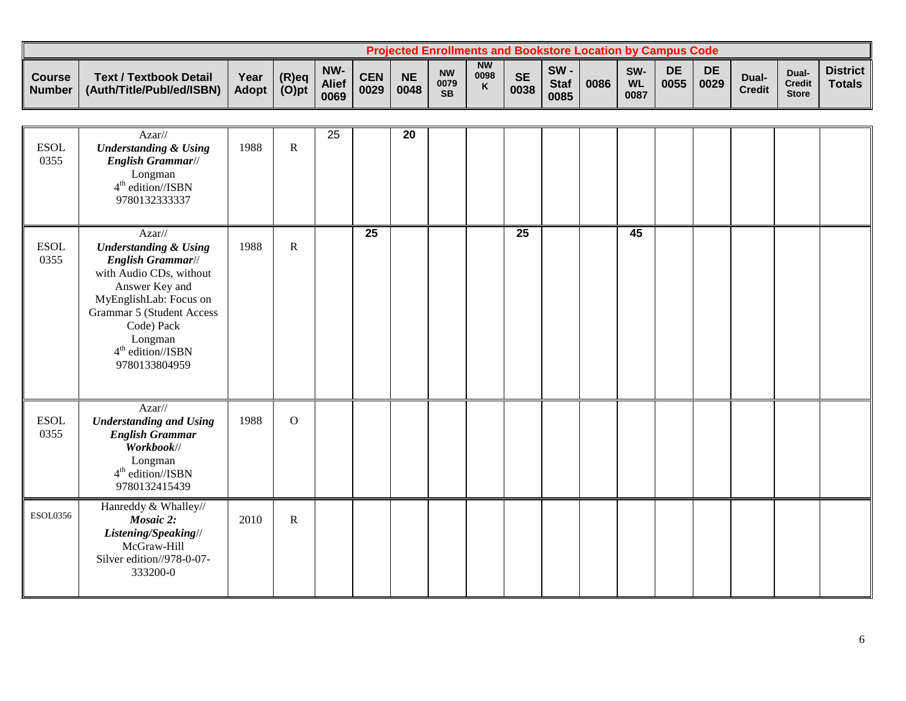| | | | | Projected Enrollments and Bookstore Location by Campus Code | | | | | | | | | | | | | |
|---|---|---|---|---|---|---|---|---|---|---|---|---|---|---|---|---|---|
| **Course Number** | **Text / Textbook Detail (Auth/Title/Publ/ed/ISBN)** | **Year Adopt** | **(R)eq (O)pt** | **NW-Alief 0069** | **CEN 0029** | **NE 0048** | **NW 0079 SB** | **NW 0098 K** | **SE 0038** | **SW - Staf 0085** | **0086** | **SW-WL 0087** | **DE 0055** | **DE 0029** | **Dual-Credit** | **Dual-Credit Store** | **District Totals** |
| ESOL 0355 | Azar// ***Understanding & Using English Grammar***// Longman 4th edition//ISBN 9780132333337 | 1988 | R | 25 | | 20 | | | | | | | | | | | |
| ESOL 0355 | Azar// ***Understanding & Using English Grammar***// with Audio CDs, without Answer Key and MyEnglishLab: Focus on Grammar 5 (Student Access Code) Pack Longman 4th edition//ISBN 9780133804959 | 1988 | R | | 25 | | | | 25 | | | 45 | | | | | |
| ESOL 0355 | Azar// ***Understanding and Using English Grammar Workbook***// Longman 4th edition//ISBN 9780132415439 | 1988 | O | | | | | | | | | | | | | | |
| ESOL0356 | Hanreddy & Whalley// ***Mosaic 2: Listening/Speaking***// McGraw-Hill Silver edition//978-0-07-333200-0 | 2010 | R | | | | | | | | | | | | | | |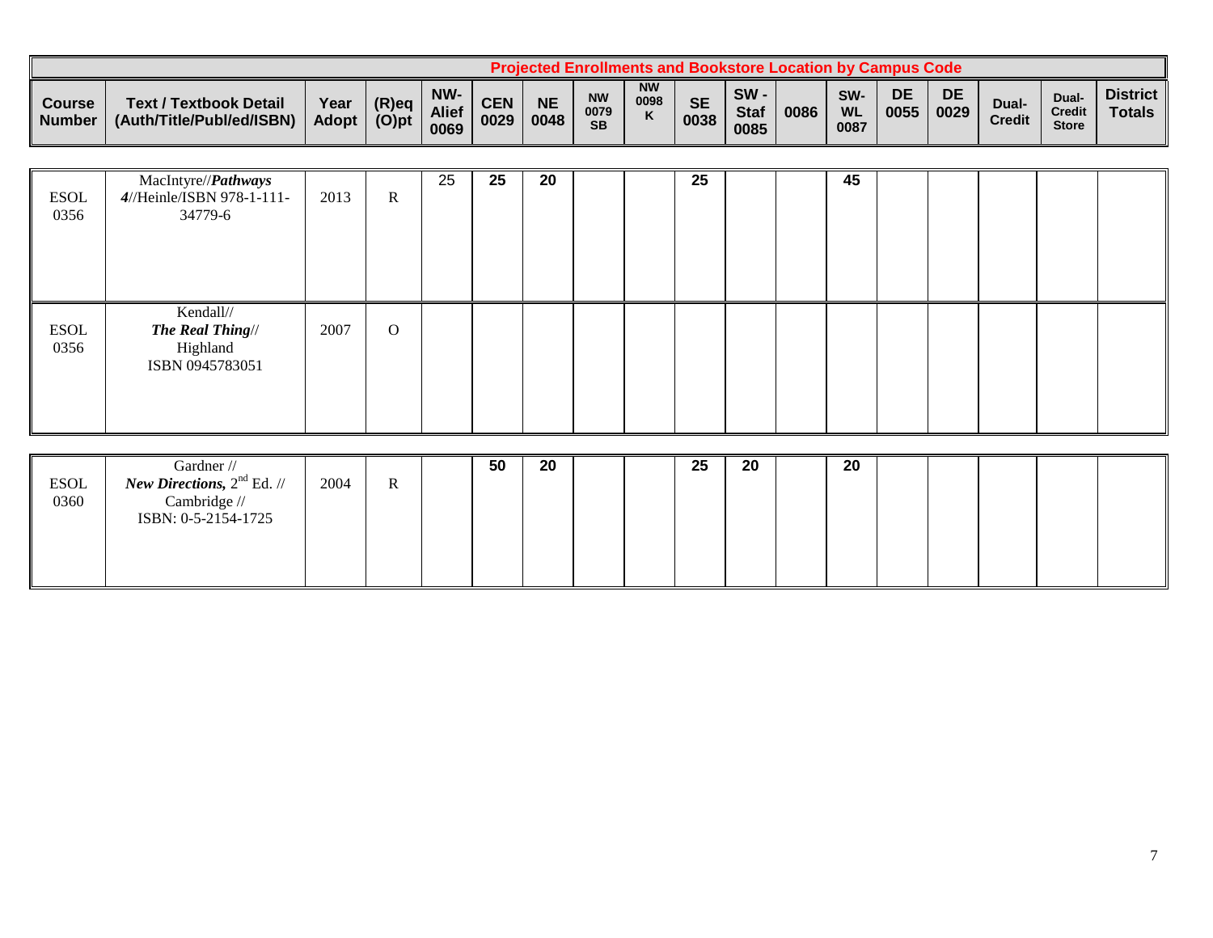| Projected Enrollments and Bookstore Location by Campus Code | | | | | | | | | | | | | | | | | |
|---|---|---|---|---|---|---|---|---|---|---|---|---|---|---|---|---|---|
| **Course Number** | **Text / Textbook Detail (Auth/Title/Publ/ed/ISBN)** | **Year Adopt** | **(R)eq (O)pt** | **NW-Alief 0069** | **CEN 0029** | **NE 0048** | **NW 0079 SB** | **NW 0098 K** | **SE 0038** | **SW - Staf 0085** | **0086** | **SW-WL 0087** | **DE 0055** | **DE 0029** | **Dual-Credit** | **Dual-Credit Store** | **District Totals** |
| ESOL 0356 | MacIntyre//***Pathways 4***//Heinle/ISBN 978-1-111-34779-6 | 2013 | R | 25 | **25** | **20** | | | **25** | | | **45** | | | | | |
| ESOL 0356 | Kendall// ***The Real Thing***// Highland ISBN 0945783051 | 2007 | O | | | | | | | | | | | | | | |
| ESOL 0360 | Gardner // ***New Directions,*** 2nd Ed. // Cambridge // ISBN: 0-5-2154-1725 | 2004 | R | | **50** | **20** | | | **25** | **20** | | **20** | | | | | |